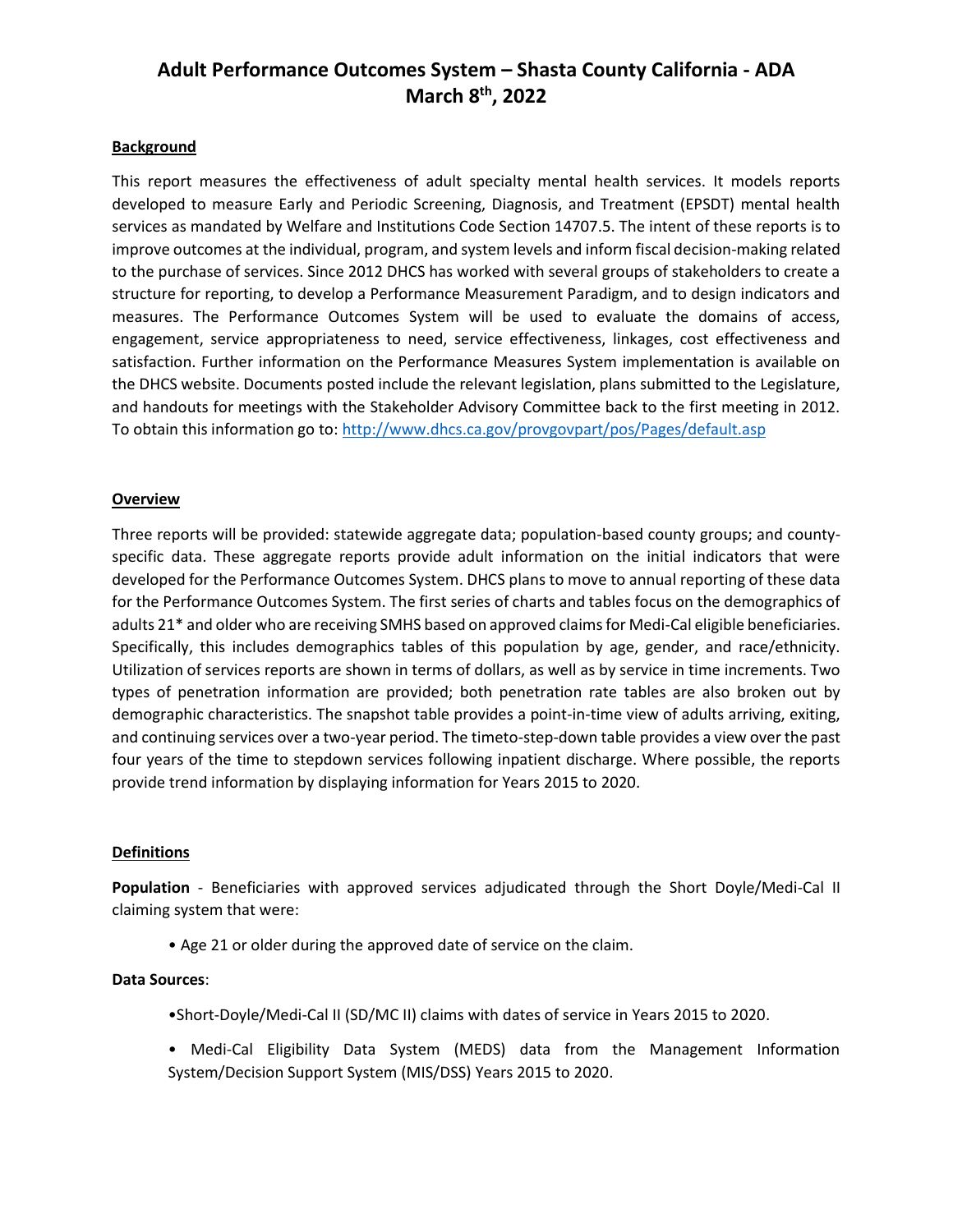# Adult Performance Outcomes System – Shasta County California - ADA
# March 8th, 2022

**Background**

This report measures the effectiveness of adult specialty mental health services. It models reports developed to measure Early and Periodic Screening, Diagnosis, and Treatment (EPSDT) mental health services as mandated by Welfare and Institutions Code Section 14707.5. The intent of these reports is to improve outcomes at the individual, program, and system levels and inform fiscal decision-making related to the purchase of services. Since 2012 DHCS has worked with several groups of stakeholders to create a structure for reporting, to develop a Performance Measurement Paradigm, and to design indicators and measures. The Performance Outcomes System will be used to evaluate the domains of access, engagement, service appropriateness to need, service effectiveness, linkages, cost effectiveness and satisfaction. Further information on the Performance Measures System implementation is available on the DHCS website. Documents posted include the relevant legislation, plans submitted to the Legislature, and handouts for meetings with the Stakeholder Advisory Committee back to the first meeting in 2012. To obtain this information go to: http://www.dhcs.ca.gov/provgovpart/pos/Pages/default.asp

**Overview**

Three reports will be provided: statewide aggregate data; population-based county groups; and county-specific data. These aggregate reports provide adult information on the initial indicators that were developed for the Performance Outcomes System. DHCS plans to move to annual reporting of these data for the Performance Outcomes System. The first series of charts and tables focus on the demographics of adults 21* and older who are receiving SMHS based on approved claims for Medi-Cal eligible beneficiaries. Specifically, this includes demographics tables of this population by age, gender, and race/ethnicity. Utilization of services reports are shown in terms of dollars, as well as by service in time increments. Two types of penetration information are provided; both penetration rate tables are also broken out by demographic characteristics. The snapshot table provides a point-in-time view of adults arriving, exiting, and continuing services over a two-year period. The timeto-step-down table provides a view over the past four years of the time to stepdown services following inpatient discharge. Where possible, the reports provide trend information by displaying information for Years 2015 to 2020.

**Definitions**

**Population** - Beneficiaries with approved services adjudicated through the Short Doyle/Medi-Cal II claiming system that were:

- Age 21 or older during the approved date of service on the claim.

**Data Sources**:

- Short-Doyle/Medi-Cal II (SD/MC II) claims with dates of service in Years 2015 to 2020.
- Medi-Cal Eligibility Data System (MEDS) data from the Management Information System/Decision Support System (MIS/DSS) Years 2015 to 2020.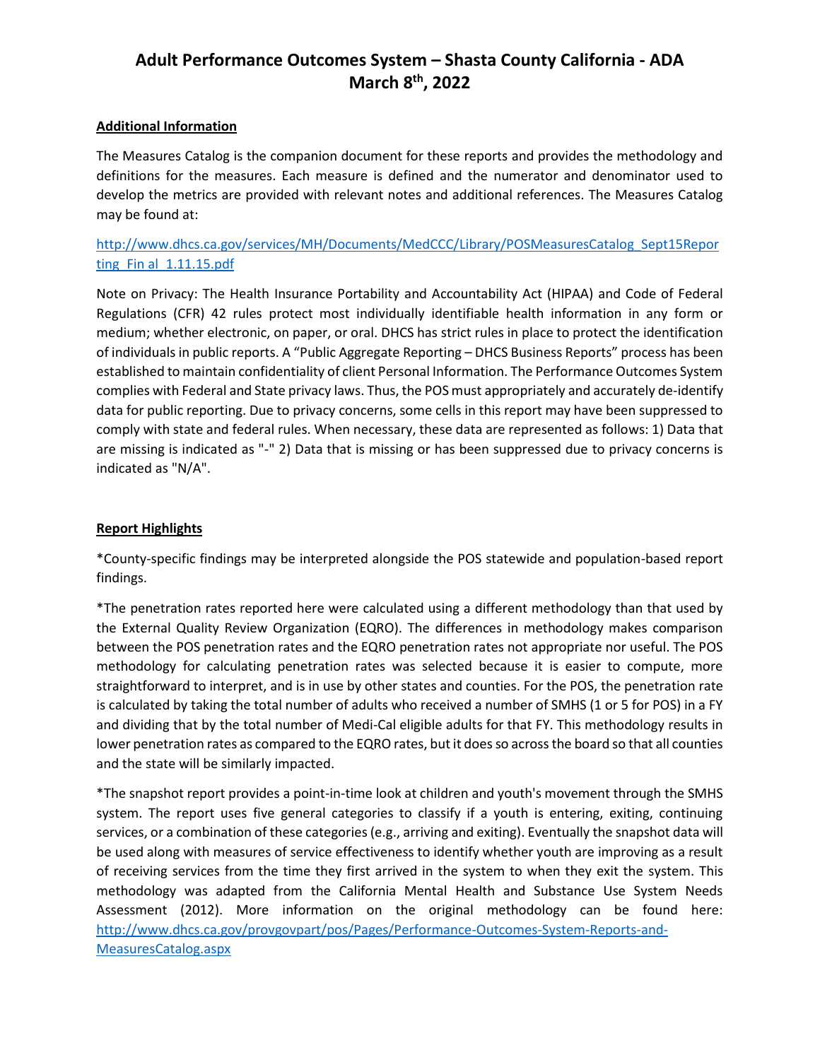# Adult Performance Outcomes System – Shasta County California - ADA
# March 8th, 2022

**Additional Information**

The Measures Catalog is the companion document for these reports and provides the methodology and definitions for the measures. Each measure is defined and the numerator and denominator used to develop the metrics are provided with relevant notes and additional references. The Measures Catalog may be found at:

http://www.dhcs.ca.gov/services/MH/Documents/MedCCC/Library/POSMeasuresCatalog_Sept15Reporting_Fin al_1.11.15.pdf

Note on Privacy: The Health Insurance Portability and Accountability Act (HIPAA) and Code of Federal Regulations (CFR) 42 rules protect most individually identifiable health information in any form or medium; whether electronic, on paper, or oral. DHCS has strict rules in place to protect the identification of individuals in public reports. A "Public Aggregate Reporting – DHCS Business Reports" process has been established to maintain confidentiality of client Personal Information. The Performance Outcomes System complies with Federal and State privacy laws. Thus, the POS must appropriately and accurately de-identify data for public reporting. Due to privacy concerns, some cells in this report may have been suppressed to comply with state and federal rules. When necessary, these data are represented as follows: 1) Data that are missing is indicated as "-" 2) Data that is missing or has been suppressed due to privacy concerns is indicated as "N/A".

**Report Highlights**

*County-specific findings may be interpreted alongside the POS statewide and population-based report findings.

*The penetration rates reported here were calculated using a different methodology than that used by the External Quality Review Organization (EQRO). The differences in methodology makes comparison between the POS penetration rates and the EQRO penetration rates not appropriate nor useful. The POS methodology for calculating penetration rates was selected because it is easier to compute, more straightforward to interpret, and is in use by other states and counties. For the POS, the penetration rate is calculated by taking the total number of adults who received a number of SMHS (1 or 5 for POS) in a FY and dividing that by the total number of Medi-Cal eligible adults for that FY. This methodology results in lower penetration rates as compared to the EQRO rates, but it does so across the board so that all counties and the state will be similarly impacted.

*The snapshot report provides a point-in-time look at children and youth's movement through the SMHS system. The report uses five general categories to classify if a youth is entering, exiting, continuing services, or a combination of these categories (e.g., arriving and exiting). Eventually the snapshot data will be used along with measures of service effectiveness to identify whether youth are improving as a result of receiving services from the time they first arrived in the system to when they exit the system. This methodology was adapted from the California Mental Health and Substance Use System Needs Assessment (2012). More information on the original methodology can be found here: http://www.dhcs.ca.gov/provgovpart/pos/Pages/Performance-Outcomes-System-Reports-and-MeasuresCatalog.aspx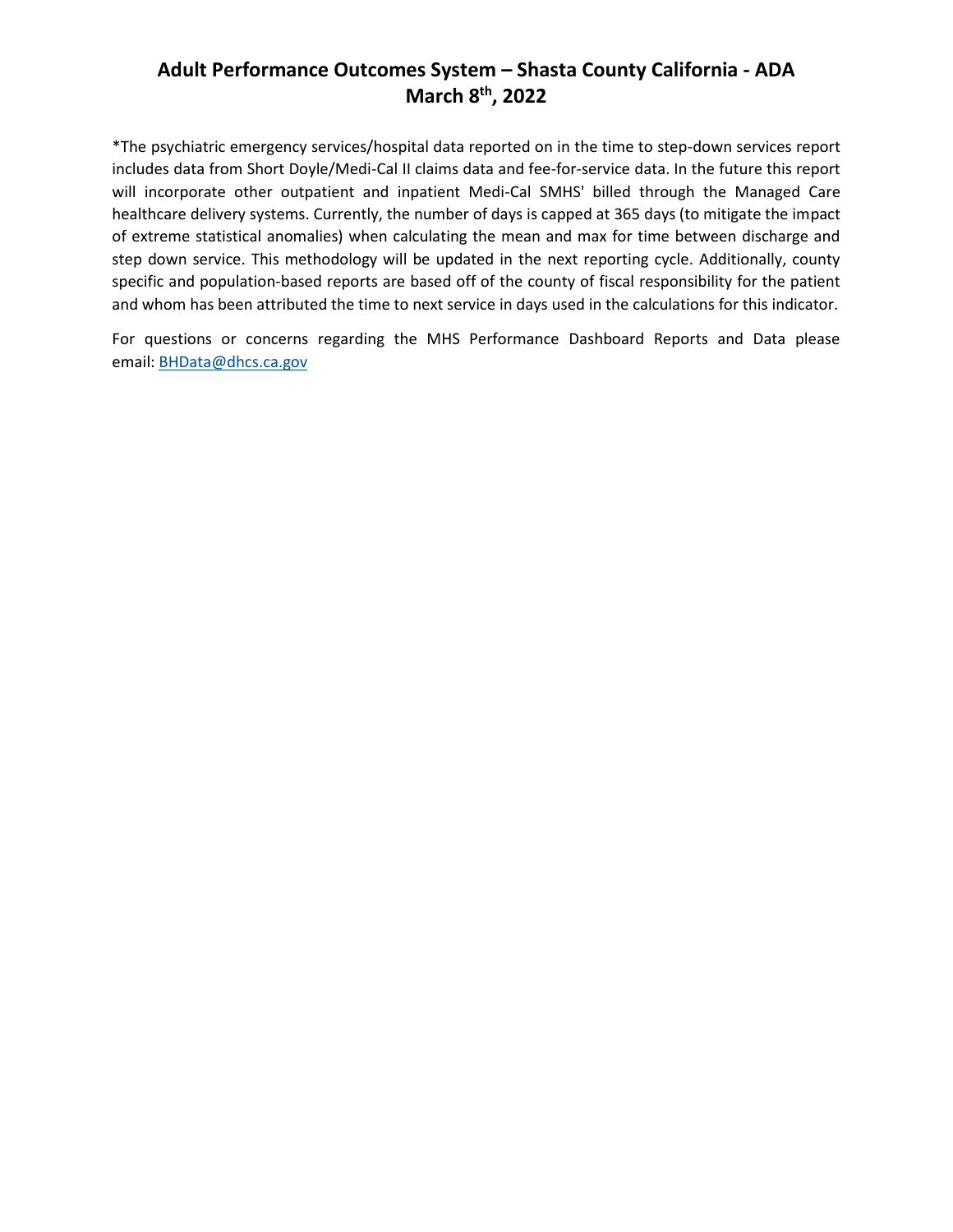# Adult Performance Outcomes System – Shasta County California - ADA
## March 8th, 2022

*The psychiatric emergency services/hospital data reported on in the time to step-down services report includes data from Short Doyle/Medi-Cal II claims data and fee-for-service data. In the future this report will incorporate other outpatient and inpatient Medi-Cal SMHS' billed through the Managed Care healthcare delivery systems. Currently, the number of days is capped at 365 days (to mitigate the impact of extreme statistical anomalies) when calculating the mean and max for time between discharge and step down service. This methodology will be updated in the next reporting cycle. Additionally, county specific and population-based reports are based off of the county of fiscal responsibility for the patient and whom has been attributed the time to next service in days used in the calculations for this indicator.

For questions or concerns regarding the MHS Performance Dashboard Reports and Data please email: BHData@dhcs.ca.gov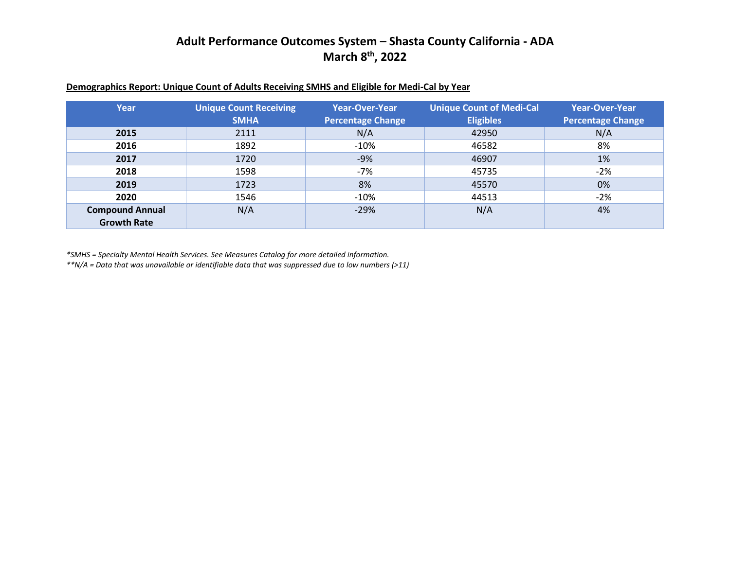# Adult Performance Outcomes System – Shasta County California - ADA
## March 8th, 2022

**Demographics Report: Unique Count of Adults Receiving SMHS and Eligible for Medi-Cal by Year**

| Year | Unique Count Receiving SMHA | Year-Over-Year Percentage Change | Unique Count of Medi-Cal Eligibles | Year-Over-Year Percentage Change |
|---|---|---|---|---|
| **2015** | 2111 | N/A | 42950 | N/A |
| **2016** | 1892 | -10% | 46582 | 8% |
| **2017** | 1720 | -9% | 46907 | 1% |
| **2018** | 1598 | -7% | 45735 | -2% |
| **2019** | 1723 | 8% | 45570 | 0% |
| **2020** | 1546 | -10% | 44513 | -2% |
| **Compound Annual Growth Rate** | N/A | -29% | N/A | 4% |

*\*SMHS = Specialty Mental Health Services. See Measures Catalog for more detailed information.*

*\*\*N/A = Data that was unavailable or identifiable data that was suppressed due to low numbers (>11)*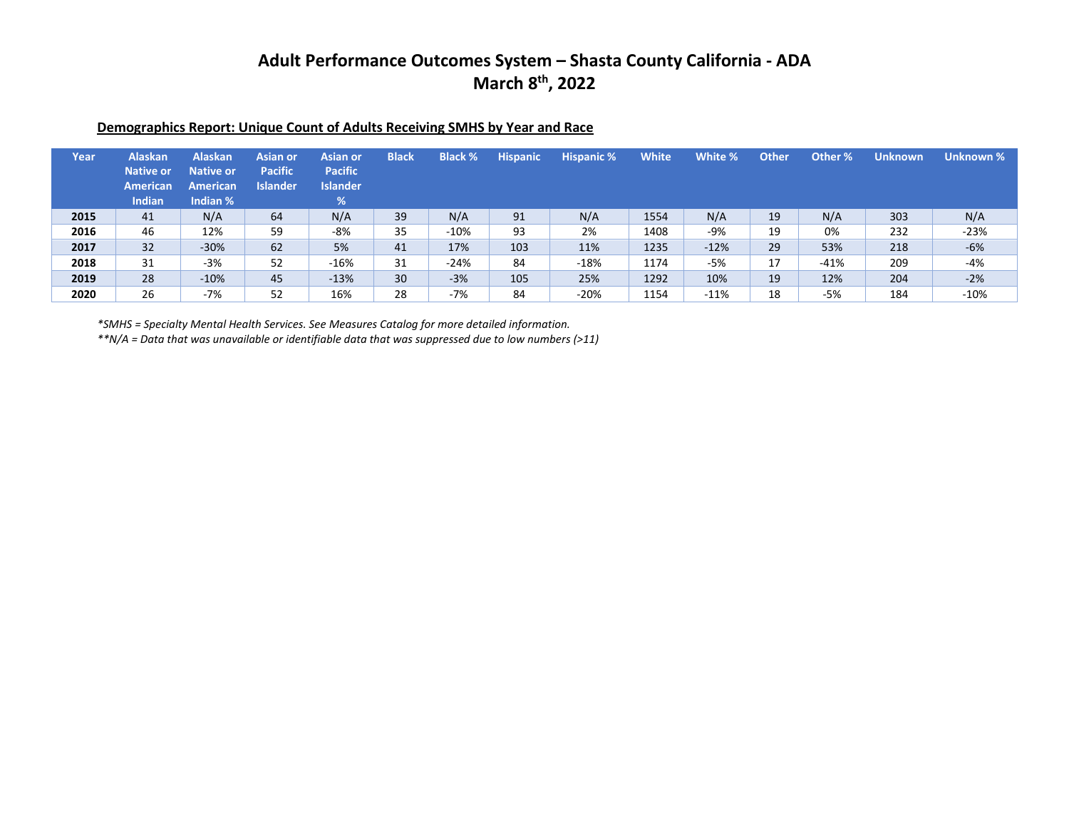# Adult Performance Outcomes System – Shasta County California - ADA
# March 8th, 2022

**Demographics Report: Unique Count of Adults Receiving SMHS by Year and Race**

| Year | Alaskan Native or American Indian | Alaskan Native or American Indian % | Asian or Pacific Islander | Asian or Pacific Islander % | Black | Black % | Hispanic | Hispanic % | White | White % | Other | Other % | Unknown | Unknown % |
|---|---|---|---|---|---|---|---|---|---|---|---|---|---|---|
| **2015** | 41 | N/A | 64 | N/A | 39 | N/A | 91 | N/A | 1554 | N/A | 19 | N/A | 303 | N/A |
| **2016** | 46 | 12% | 59 | -8% | 35 | -10% | 93 | 2% | 1408 | -9% | 19 | 0% | 232 | -23% |
| **2017** | 32 | -30% | 62 | 5% | 41 | 17% | 103 | 11% | 1235 | -12% | 29 | 53% | 218 | -6% |
| **2018** | 31 | -3% | 52 | -16% | 31 | -24% | 84 | -18% | 1174 | -5% | 17 | -41% | 209 | -4% |
| **2019** | 28 | -10% | 45 | -13% | 30 | -3% | 105 | 25% | 1292 | 10% | 19 | 12% | 204 | -2% |
| **2020** | 26 | -7% | 52 | 16% | 28 | -7% | 84 | -20% | 1154 | -11% | 18 | -5% | 184 | -10% |

*\*SMHS = Specialty Mental Health Services. See Measures Catalog for more detailed information.*

*\*\*N/A = Data that was unavailable or identifiable data that was suppressed due to low numbers (>11)*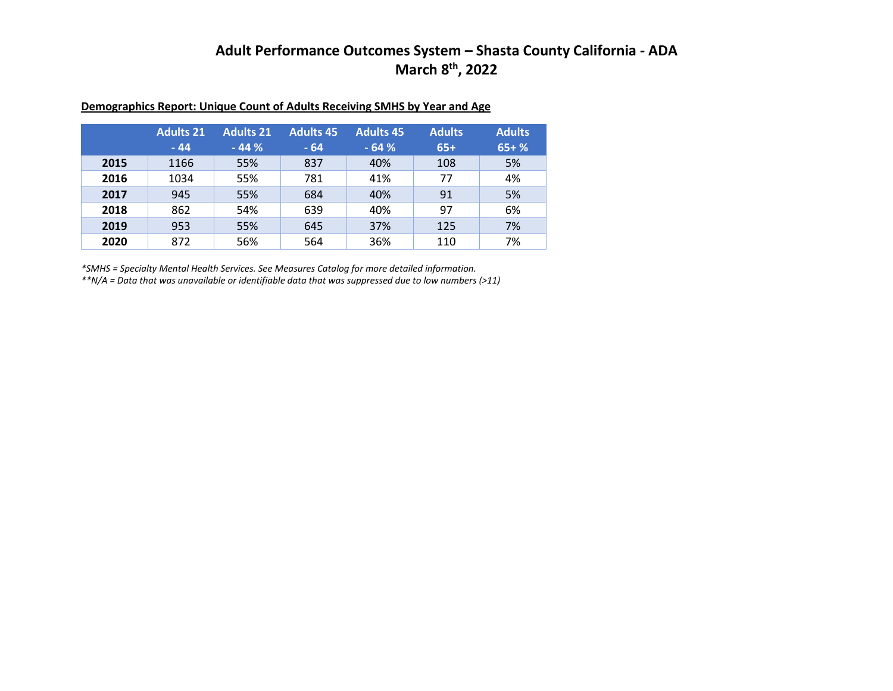# Adult Performance Outcomes System – Shasta County California - ADA
## March 8th, 2022

**Demographics Report: Unique Count of Adults Receiving SMHS by Year and Age**

| | Adults 21 - 44 | Adults 21 - 44 % | Adults 45 - 64 | Adults 45 - 64 % | Adults 65+ | Adults 65+ % |
|---|---|---|---|---|---|---|
| **2015** | 1166 | 55% | 837 | 40% | 108 | 5% |
| **2016** | 1034 | 55% | 781 | 41% | 77 | 4% |
| **2017** | 945 | 55% | 684 | 40% | 91 | 5% |
| **2018** | 862 | 54% | 639 | 40% | 97 | 6% |
| **2019** | 953 | 55% | 645 | 37% | 125 | 7% |
| **2020** | 872 | 56% | 564 | 36% | 110 | 7% |

*\*SMHS = Specialty Mental Health Services. See Measures Catalog for more detailed information.*

*\*\*N/A = Data that was unavailable or identifiable data that was suppressed due to low numbers (>11)*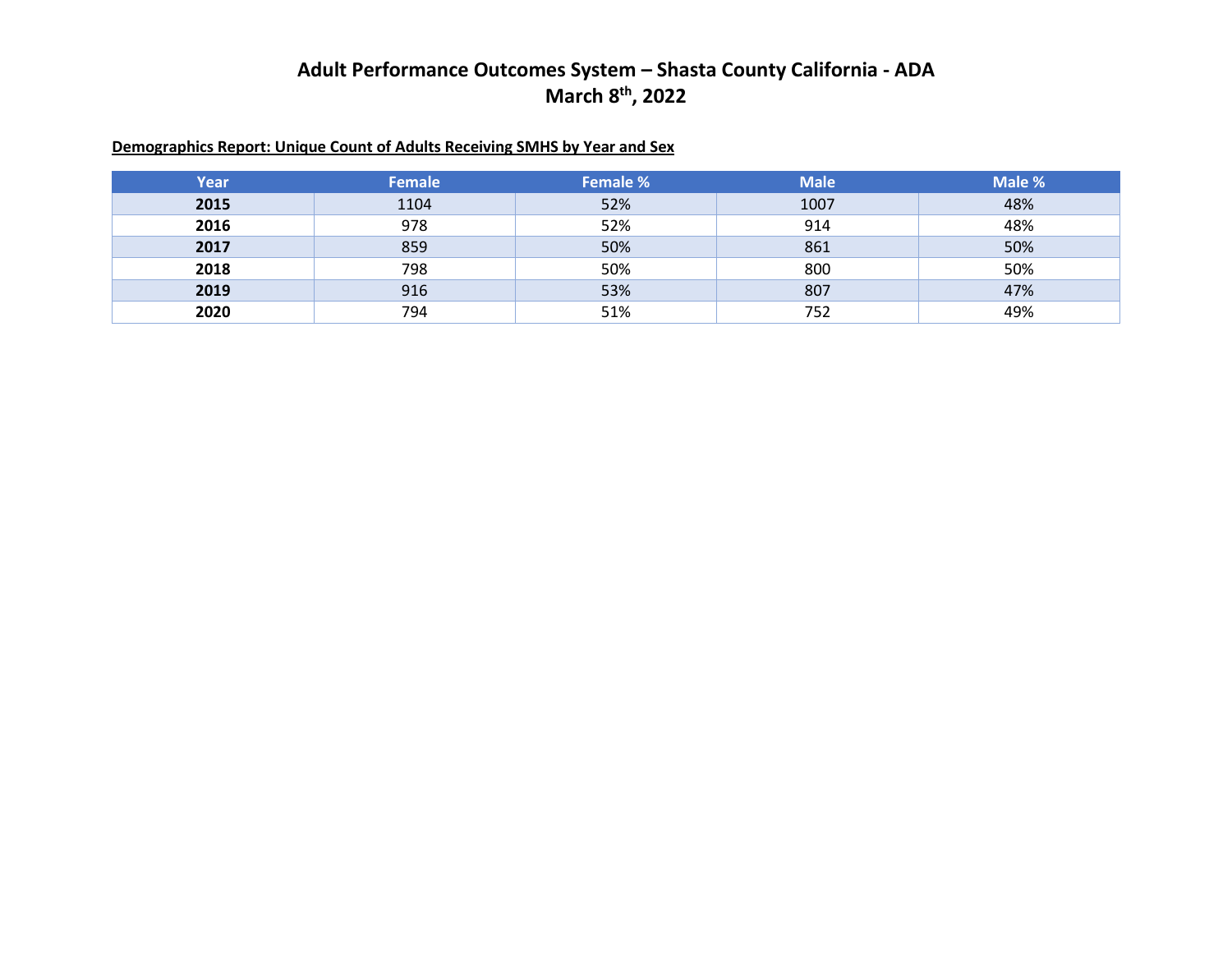# Adult Performance Outcomes System – Shasta County California - ADA
## March 8th, 2022

**Demographics Report: Unique Count of Adults Receiving SMHS by Year and Sex**

| Year | Female | Female % | Male | Male % |
|---|---|---|---|---|
| **2015** | 1104 | 52% | 1007 | 48% |
| **2016** | 978 | 52% | 914 | 48% |
| **2017** | 859 | 50% | 861 | 50% |
| **2018** | 798 | 50% | 800 | 50% |
| **2019** | 916 | 53% | 807 | 47% |
| **2020** | 794 | 51% | 752 | 49% |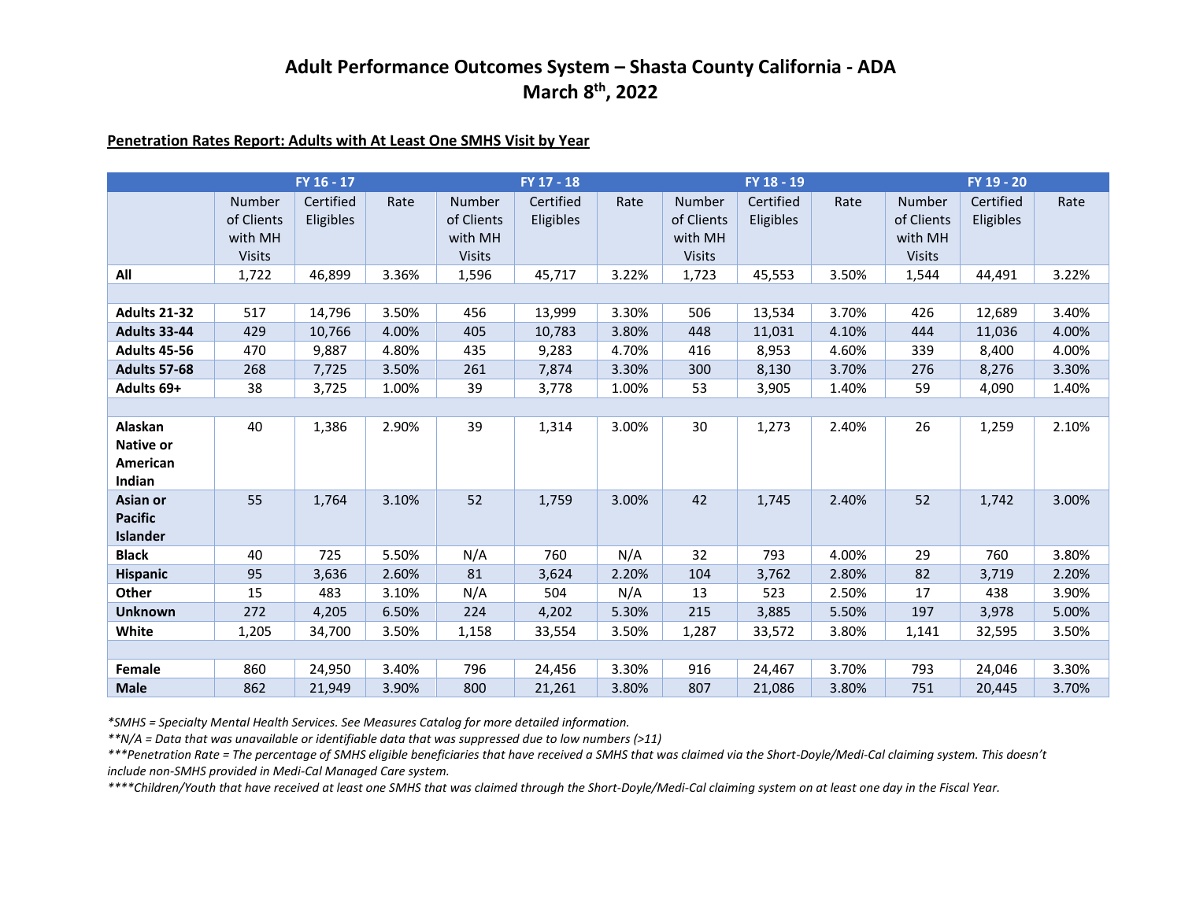# Adult Performance Outcomes System – Shasta County California - ADA
## March 8th, 2022

**Penetration Rates Report: Adults with At Least One SMHS Visit by Year**

| | FY 16 - 17 | | | FY 17 - 18 | | | FY 18 - 19 | | | FY 19 - 20 | | |
|---|---|---|---|---|---|---|---|---|---|---|---|---|
| | Number of Clients with MH Visits | Certified Eligibles | Rate | Number of Clients with MH Visits | Certified Eligibles | Rate | Number of Clients with MH Visits | Certified Eligibles | Rate | Number of Clients with MH Visits | Certified Eligibles | Rate |
| **All** | 1,722 | 46,899 | 3.36% | 1,596 | 45,717 | 3.22% | 1,723 | 45,553 | 3.50% | 1,544 | 44,491 | 3.22% |
| | | | | | | | | | | | | |
| **Adults 21-32** | 517 | 14,796 | 3.50% | 456 | 13,999 | 3.30% | 506 | 13,534 | 3.70% | 426 | 12,689 | 3.40% |
| **Adults 33-44** | 429 | 10,766 | 4.00% | 405 | 10,783 | 3.80% | 448 | 11,031 | 4.10% | 444 | 11,036 | 4.00% |
| **Adults 45-56** | 470 | 9,887 | 4.80% | 435 | 9,283 | 4.70% | 416 | 8,953 | 4.60% | 339 | 8,400 | 4.00% |
| **Adults 57-68** | 268 | 7,725 | 3.50% | 261 | 7,874 | 3.30% | 300 | 8,130 | 3.70% | 276 | 8,276 | 3.30% |
| **Adults 69+** | 38 | 3,725 | 1.00% | 39 | 3,778 | 1.00% | 53 | 3,905 | 1.40% | 59 | 4,090 | 1.40% |
| | | | | | | | | | | | | |
| **Alaskan Native or American Indian** | 40 | 1,386 | 2.90% | 39 | 1,314 | 3.00% | 30 | 1,273 | 2.40% | 26 | 1,259 | 2.10% |
| **Asian or Pacific Islander** | 55 | 1,764 | 3.10% | 52 | 1,759 | 3.00% | 42 | 1,745 | 2.40% | 52 | 1,742 | 3.00% |
| **Black** | 40 | 725 | 5.50% | N/A | 760 | N/A | 32 | 793 | 4.00% | 29 | 760 | 3.80% |
| **Hispanic** | 95 | 3,636 | 2.60% | 81 | 3,624 | 2.20% | 104 | 3,762 | 2.80% | 82 | 3,719 | 2.20% |
| **Other** | 15 | 483 | 3.10% | N/A | 504 | N/A | 13 | 523 | 2.50% | 17 | 438 | 3.90% |
| **Unknown** | 272 | 4,205 | 6.50% | 224 | 4,202 | 5.30% | 215 | 3,885 | 5.50% | 197 | 3,978 | 5.00% |
| **White** | 1,205 | 34,700 | 3.50% | 1,158 | 33,554 | 3.50% | 1,287 | 33,572 | 3.80% | 1,141 | 32,595 | 3.50% |
| | | | | | | | | | | | | |
| **Female** | 860 | 24,950 | 3.40% | 796 | 24,456 | 3.30% | 916 | 24,467 | 3.70% | 793 | 24,046 | 3.30% |
| **Male** | 862 | 21,949 | 3.90% | 800 | 21,261 | 3.80% | 807 | 21,086 | 3.80% | 751 | 20,445 | 3.70% |

*\*SMHS = Specialty Mental Health Services. See Measures Catalog for more detailed information.*

*\*\*N/A = Data that was unavailable or identifiable data that was suppressed due to low numbers (>11)*

*\*\*\*Penetration Rate = The percentage of SMHS eligible beneficiaries that have received a SMHS that was claimed via the Short-Doyle/Medi-Cal claiming system. This doesn't include non-SMHS provided in Medi-Cal Managed Care system.*

*\*\*\*\*Children/Youth that have received at least one SMHS that was claimed through the Short-Doyle/Medi-Cal claiming system on at least one day in the Fiscal Year.*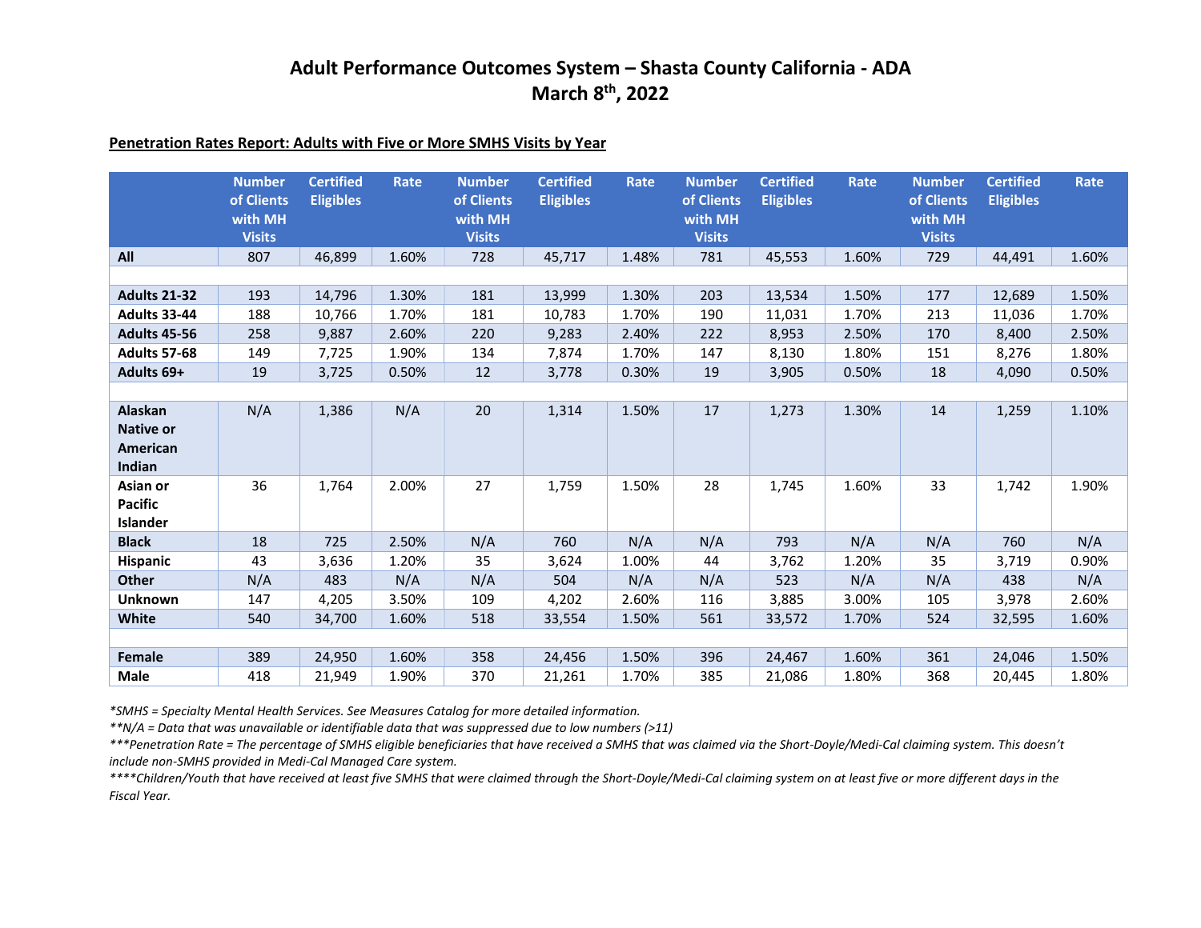# Adult Performance Outcomes System – Shasta County California - ADA
## March 8th, 2022

**Penetration Rates Report: Adults with Five or More SMHS Visits by Year**

| | Number of Clients with MH Visits | Certified Eligibles | Rate | Number of Clients with MH Visits | Certified Eligibles | Rate | Number of Clients with MH Visits | Certified Eligibles | Rate | Number of Clients with MH Visits | Certified Eligibles | Rate |
|---|---|---|---|---|---|---|---|---|---|---|---|---|
| **All** | 807 | 46,899 | 1.60% | 728 | 45,717 | 1.48% | 781 | 45,553 | 1.60% | 729 | 44,491 | 1.60% |
| | | | | | | | | | | | | |
| **Adults 21-32** | 193 | 14,796 | 1.30% | 181 | 13,999 | 1.30% | 203 | 13,534 | 1.50% | 177 | 12,689 | 1.50% |
| **Adults 33-44** | 188 | 10,766 | 1.70% | 181 | 10,783 | 1.70% | 190 | 11,031 | 1.70% | 213 | 11,036 | 1.70% |
| **Adults 45-56** | 258 | 9,887 | 2.60% | 220 | 9,283 | 2.40% | 222 | 8,953 | 2.50% | 170 | 8,400 | 2.50% |
| **Adults 57-68** | 149 | 7,725 | 1.90% | 134 | 7,874 | 1.70% | 147 | 8,130 | 1.80% | 151 | 8,276 | 1.80% |
| **Adults 69+** | 19 | 3,725 | 0.50% | 12 | 3,778 | 0.30% | 19 | 3,905 | 0.50% | 18 | 4,090 | 0.50% |
| | | | | | | | | | | | | |
| **Alaskan Native or American Indian** | N/A | 1,386 | N/A | 20 | 1,314 | 1.50% | 17 | 1,273 | 1.30% | 14 | 1,259 | 1.10% |
| **Asian or Pacific Islander** | 36 | 1,764 | 2.00% | 27 | 1,759 | 1.50% | 28 | 1,745 | 1.60% | 33 | 1,742 | 1.90% |
| **Black** | 18 | 725 | 2.50% | N/A | 760 | N/A | N/A | 793 | N/A | N/A | 760 | N/A |
| **Hispanic** | 43 | 3,636 | 1.20% | 35 | 3,624 | 1.00% | 44 | 3,762 | 1.20% | 35 | 3,719 | 0.90% |
| **Other** | N/A | 483 | N/A | N/A | 504 | N/A | N/A | 523 | N/A | N/A | 438 | N/A |
| **Unknown** | 147 | 4,205 | 3.50% | 109 | 4,202 | 2.60% | 116 | 3,885 | 3.00% | 105 | 3,978 | 2.60% |
| **White** | 540 | 34,700 | 1.60% | 518 | 33,554 | 1.50% | 561 | 33,572 | 1.70% | 524 | 32,595 | 1.60% |
| | | | | | | | | | | | | |
| **Female** | 389 | 24,950 | 1.60% | 358 | 24,456 | 1.50% | 396 | 24,467 | 1.60% | 361 | 24,046 | 1.50% |
| **Male** | 418 | 21,949 | 1.90% | 370 | 21,261 | 1.70% | 385 | 21,086 | 1.80% | 368 | 20,445 | 1.80% |

*\*SMHS = Specialty Mental Health Services. See Measures Catalog for more detailed information.*

*\*\*N/A = Data that was unavailable or identifiable data that was suppressed due to low numbers (>11)*

*\*\*\*Penetration Rate = The percentage of SMHS eligible beneficiaries that have received a SMHS that was claimed via the Short-Doyle/Medi-Cal claiming system. This doesn't include non-SMHS provided in Medi-Cal Managed Care system.*

*\*\*\*\*Children/Youth that have received at least five SMHS that were claimed through the Short-Doyle/Medi-Cal claiming system on at least five or more different days in the Fiscal Year.*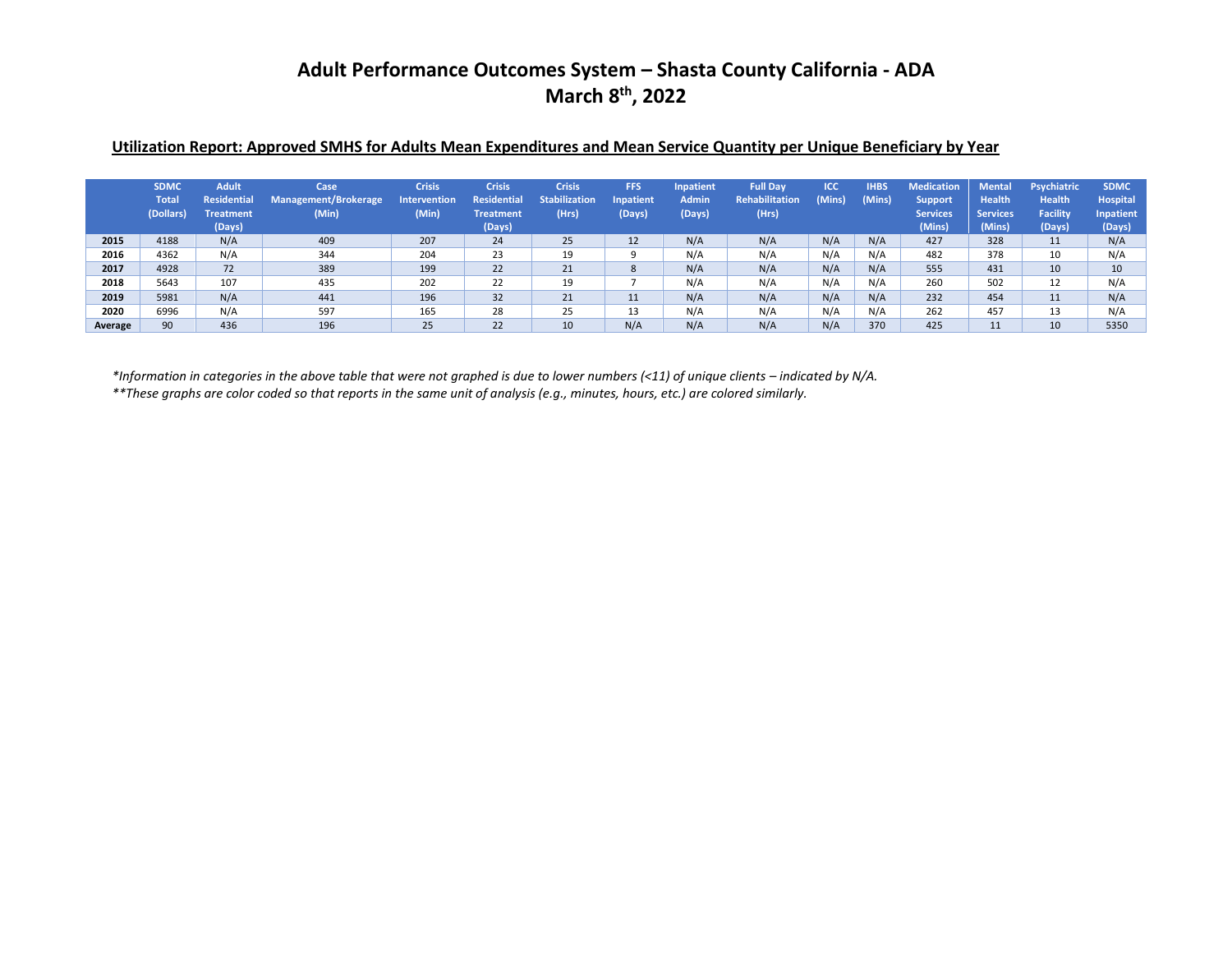# Adult Performance Outcomes System – Shasta County California - ADA
## March 8th, 2022

**Utilization Report: Approved SMHS for Adults Mean Expenditures and Mean Service Quantity per Unique Beneficiary by Year**

| | SDMC Total (Dollars) | Adult Residential Treatment (Days) | Case Management/Brokerage (Min) | Crisis Intervention (Min) | Crisis Residential Treatment (Days) | Crisis Stabilization (Hrs) | FFS Inpatient (Days) | Inpatient Admin (Days) | Full Day Rehabilitation (Hrs) | ICC (Mins) | IHBS (Mins) | Medication Support Services (Mins) | Mental Health Services (Mins) | Psychiatric Health Facility (Days) | SDMC Hospital Inpatient (Days) |
|---|---|---|---|---|---|---|---|---|---|---|---|---|---|---|---|
| **2015** | 4188 | N/A | 409 | 207 | 24 | 25 | 12 | N/A | N/A | N/A | N/A | 427 | 328 | 11 | N/A |
| **2016** | 4362 | N/A | 344 | 204 | 23 | 19 | 9 | N/A | N/A | N/A | N/A | 482 | 378 | 10 | N/A |
| **2017** | 4928 | 72 | 389 | 199 | 22 | 21 | 8 | N/A | N/A | N/A | N/A | 555 | 431 | 10 | 10 |
| **2018** | 5643 | 107 | 435 | 202 | 22 | 19 | 7 | N/A | N/A | N/A | N/A | 260 | 502 | 12 | N/A |
| **2019** | 5981 | N/A | 441 | 196 | 32 | 21 | 11 | N/A | N/A | N/A | N/A | 232 | 454 | 11 | N/A |
| **2020** | 6996 | N/A | 597 | 165 | 28 | 25 | 13 | N/A | N/A | N/A | N/A | 262 | 457 | 13 | N/A |
| **Average** | 90 | 436 | 196 | 25 | 22 | 10 | N/A | N/A | N/A | N/A | 370 | 425 | 11 | 10 | 5350 |

*\*Information in categories in the above table that were not graphed is due to lower numbers (<11) of unique clients – indicated by N/A.*

*\*\*These graphs are color coded so that reports in the same unit of analysis (e.g., minutes, hours, etc.) are colored similarly.*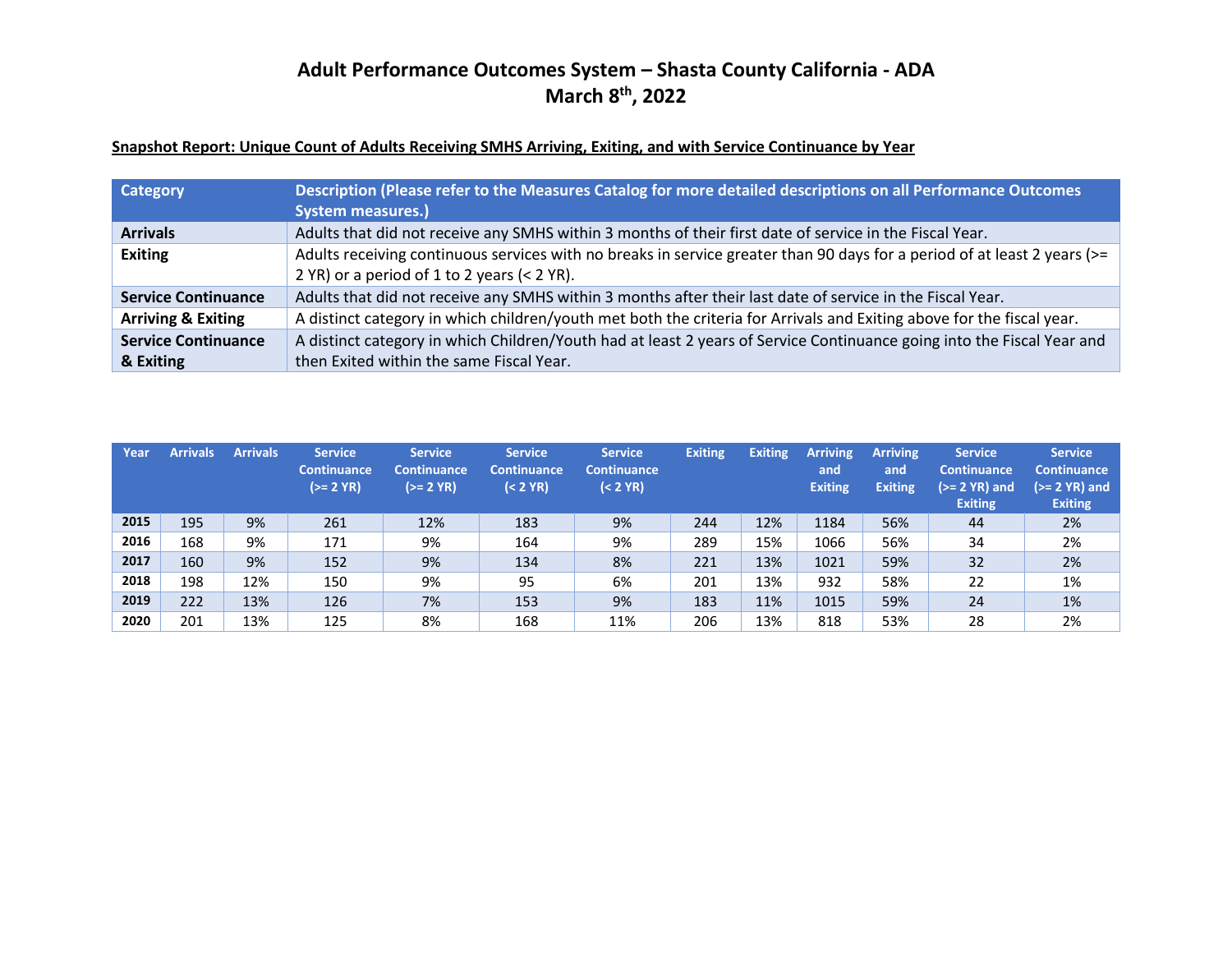# Adult Performance Outcomes System – Shasta County California - ADA
## March 8th, 2022

**Snapshot Report: Unique Count of Adults Receiving SMHS Arriving, Exiting, and with Service Continuance by Year**

| Category | Description (Please refer to the Measures Catalog for more detailed descriptions on all Performance Outcomes System measures.) |
|---|---|
| **Arrivals** | Adults that did not receive any SMHS within 3 months of their first date of service in the Fiscal Year. |
| **Exiting** | Adults receiving continuous services with no breaks in service greater than 90 days for a period of at least 2 years (>= 2 YR) or a period of 1 to 2 years (< 2 YR). |
| **Service Continuance** | Adults that did not receive any SMHS within 3 months after their last date of service in the Fiscal Year. |
| **Arriving & Exiting** | A distinct category in which children/youth met both the criteria for Arrivals and Exiting above for the fiscal year. |
| **Service Continuance & Exiting** | A distinct category in which Children/Youth had at least 2 years of Service Continuance going into the Fiscal Year and then Exited within the same Fiscal Year. |

| Year | Arrivals | Arrivals | Service Continuance (>= 2 YR) | Service Continuance (>= 2 YR) | Service Continuance (< 2 YR) | Service Continuance (< 2 YR) | Exiting | Exiting | Arriving and Exiting | Arriving and Exiting | Service Continuance (>= 2 YR) and Exiting | Service Continuance (>= 2 YR) and Exiting |
|---|---|---|---|---|---|---|---|---|---|---|---|---|
| **2015** | 195 | 9% | 261 | 12% | 183 | 9% | 244 | 12% | 1184 | 56% | 44 | 2% |
| **2016** | 168 | 9% | 171 | 9% | 164 | 9% | 289 | 15% | 1066 | 56% | 34 | 2% |
| **2017** | 160 | 9% | 152 | 9% | 134 | 8% | 221 | 13% | 1021 | 59% | 32 | 2% |
| **2018** | 198 | 12% | 150 | 9% | 95 | 6% | 201 | 13% | 932 | 58% | 22 | 1% |
| **2019** | 222 | 13% | 126 | 7% | 153 | 9% | 183 | 11% | 1015 | 59% | 24 | 1% |
| **2020** | 201 | 13% | 125 | 8% | 168 | 11% | 206 | 13% | 818 | 53% | 28 | 2% |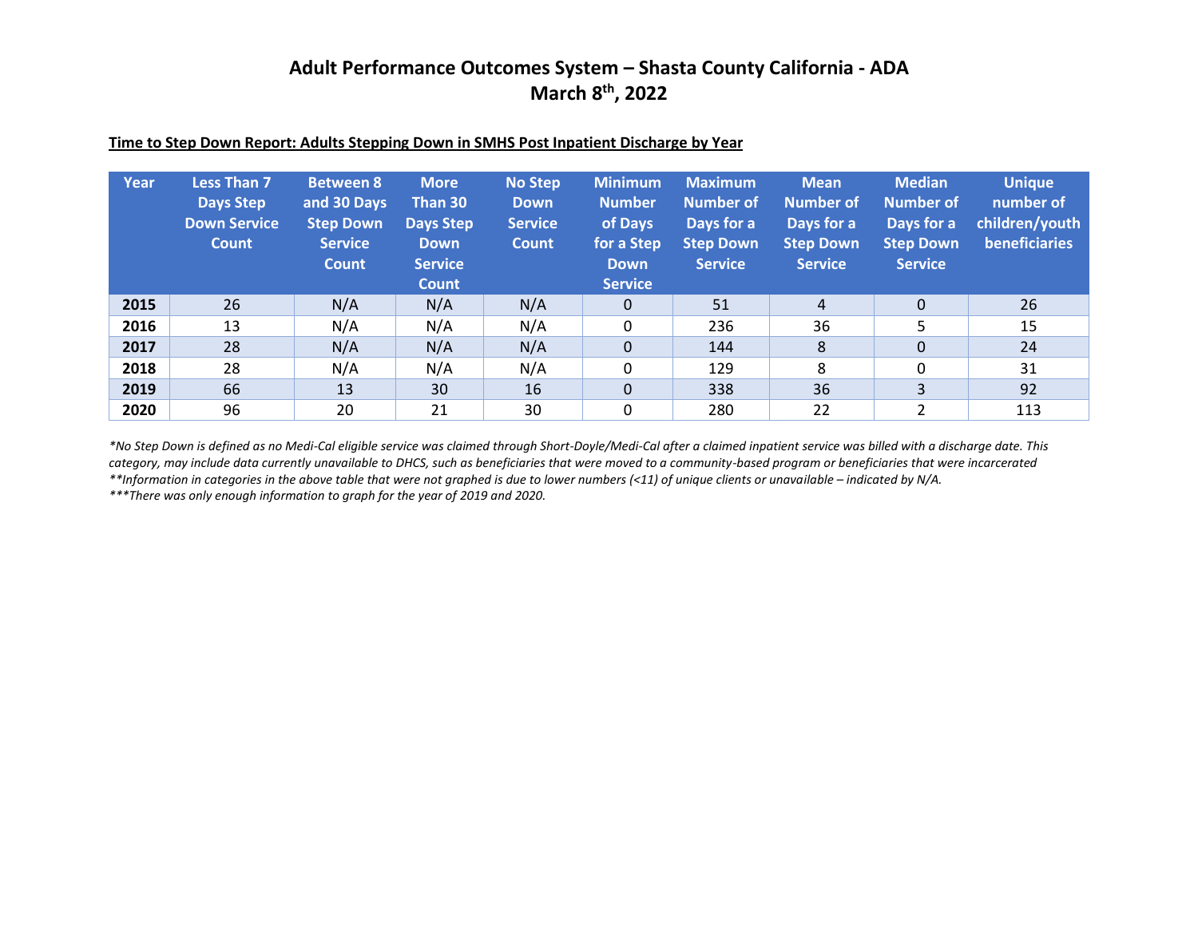# Adult Performance Outcomes System – Shasta County California - ADA
## March 8th, 2022

**Time to Step Down Report: Adults Stepping Down in SMHS Post Inpatient Discharge by Year**

| Year | Less Than 7 Days Step Down Service Count | Between 8 and 30 Days Step Down Service Count | More Than 30 Days Step Down Service Count | No Step Down Service Count | Minimum Number of Days for a Step Down Service | Maximum Number of Days for a Step Down Service | Mean Number of Days for a Step Down Service | Median Number of Days for a Step Down Service | Unique number of children/youth beneficiaries |
|---|---|---|---|---|---|---|---|---|---|
| **2015** | 26 | N/A | N/A | N/A | 0 | 51 | 4 | 0 | 26 |
| **2016** | 13 | N/A | N/A | N/A | 0 | 236 | 36 | 5 | 15 |
| **2017** | 28 | N/A | N/A | N/A | 0 | 144 | 8 | 0 | 24 |
| **2018** | 28 | N/A | N/A | N/A | 0 | 129 | 8 | 0 | 31 |
| **2019** | 66 | 13 | 30 | 16 | 0 | 338 | 36 | 3 | 92 |
| **2020** | 96 | 20 | 21 | 30 | 0 | 280 | 22 | 2 | 113 |

*\*No Step Down is defined as no Medi-Cal eligible service was claimed through Short-Doyle/Medi-Cal after a claimed inpatient service was billed with a discharge date. This category, may include data currently unavailable to DHCS, such as beneficiaries that were moved to a community-based program or beneficiaries that were incarcerated*

*\*\*Information in categories in the above table that were not graphed is due to lower numbers (<11) of unique clients or unavailable – indicated by N/A.*

*\*\*\*There was only enough information to graph for the year of 2019 and 2020.*